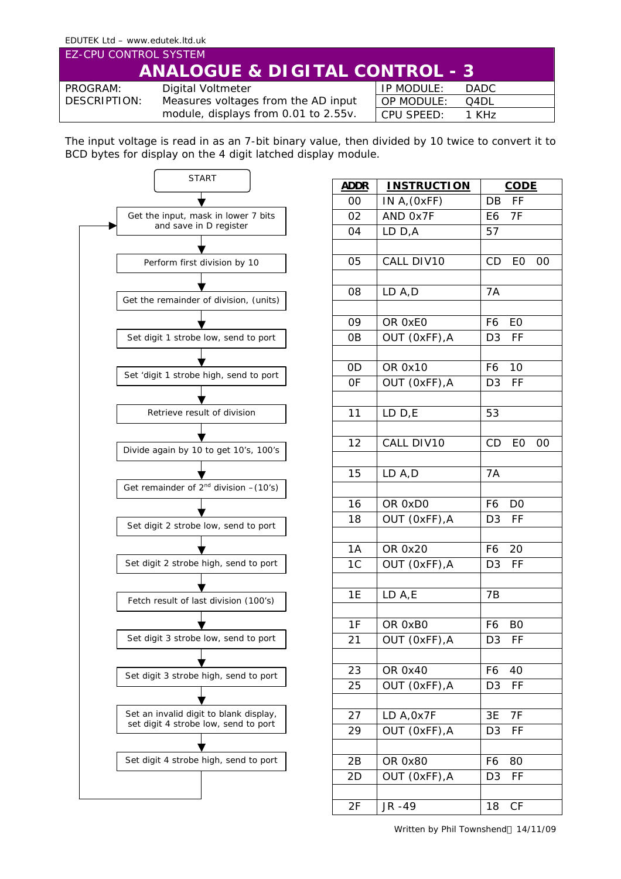EDUTEK Ltd – www.edutek.ltd.uk

EZ-CPU CONTROL SYSTEM

# ANALOGUE & DIGITAL CONTROL - 3

| PROGRAM: | Digital Voltmeter | IP MODULE: | DADC |
|---|---|---|---|
| DESCRIPTION: | Measures voltages from the AD input module, displays from 0.01 to 2.55v. | OP MODULE: | Q4DL |
| | | CPU SPEED: | 1 KHz |

The input voltage is read in as an 7-bit binary value, then divided by 10 twice to convert it to BCD bytes for display on the 4 digit latched display module.

Flowchart:

- START
- Get the input, mask in lower 7 bits and save in D register
- Perform first division by 10
- Get the remainder of division, (units)
- Set digit 1 strobe low, send to port
- Set 'digit 1 strobe high, send to port
- Retrieve result of division
- Divide again by 10 to get 10's, 100's
- Get remainder of 2nd division –(10's)
- Set digit 2 strobe low, send to port
- Set digit 2 strobe high, send to port
- Fetch result of last division (100's)
- Set digit 3 strobe low, send to port
- Set digit 3 strobe high, send to port
- Set an invalid digit to blank display, set digit 4 strobe low, send to port
- Set digit 4 strobe high, send to port
- (loop back to "Get the input, mask in lower 7 bits and save in D register")

| ADDR | INSTRUCTION | CODE |
|---|---|---|
| 00 | IN A,(0xFF) | DB FF |
| 02 | AND 0x7F | E6 7F |
| 04 | LD D,A | 57 |
| | | |
| 05 | CALL DIV10 | CD E0 00 |
| | | |
| 08 | LD A,D | 7A |
| | | |
| 09 | OR 0xE0 | F6 E0 |
| 0B | OUT (0xFF),A | D3 FF |
| | | |
| 0D | OR 0x10 | F6 10 |
| 0F | OUT (0xFF),A | D3 FF |
| | | |
| 11 | LD D,E | 53 |
| | | |
| 12 | CALL DIV10 | CD E0 00 |
| | | |
| 15 | LD A,D | 7A |
| | | |
| 16 | OR 0xD0 | F6 D0 |
| 18 | OUT (0xFF),A | D3 FF |
| | | |
| 1A | OR 0x20 | F6 20 |
| 1C | OUT (0xFF),A | D3 FF |
| | | |
| 1E | LD A,E | 7B |
| | | |
| 1F | OR 0xB0 | F6 B0 |
| 21 | OUT (0xFF),A | D3 FF |
| | | |
| 23 | OR 0x40 | F6 40 |
| 25 | OUT (0xFF),A | D3 FF |
| | | |
| 27 | LD A,0x7F | 3E 7F |
| 29 | OUT (0xFF),A | D3 FF |
| | | |
| 2B | OR 0x80 | F6 80 |
| 2D | OUT (0xFF),A | D3 FF |
| | | |
| 2F | JR -49 | 18 CF |

Written by Phil Townshend 14/11/09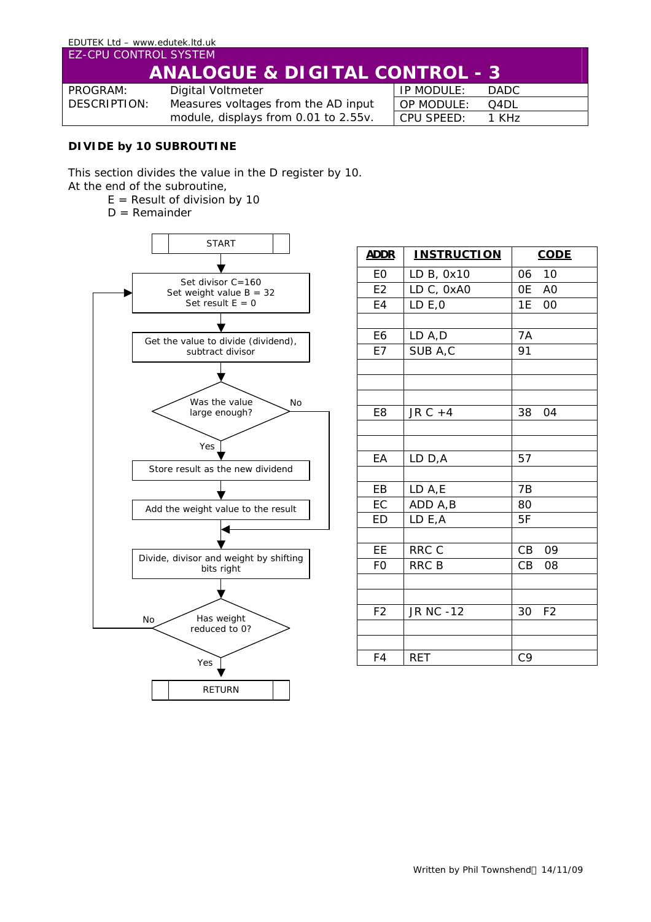EDUTEK Ltd – www.edutek.ltd.uk

EZ-CPU CONTROL SYSTEM

# ANALOGUE & DIGITAL CONTROL - 3

| | | | |
|---|---|---|---|
| PROGRAM: | Digital Voltmeter | IP MODULE: | DADC |
| DESCRIPTION: | Measures voltages from the AD input module, displays from 0.01 to 2.55v. | OP MODULE: | Q4DL |
| | | CPU SPEED: | 1 KHz |

**DIVIDE by 10 SUBROUTINE**

This section divides the value in the D register by 10.
At the end of the subroutine,

E = Result of division by 10
D = Remainder

START

Set divisor C=160
Set weight value B = 32
Set result E = 0

Get the value to divide (dividend), subtract divisor

Was the value large enough?

Yes

No

Store result as the new dividend

Add the weight value to the result

Divide, divisor and weight by shifting bits right

Has weight reduced to 0?

No

Yes

RETURN

| ADDR | INSTRUCTION | CODE |
|---|---|---|
| E0 | LD B, 0x10 | 06 10 |
| E2 | LD C, 0xA0 | 0E A0 |
| E4 | LD E,0 | 1E 00 |
| | | |
| E6 | LD A,D | 7A |
| E7 | SUB A,C | 91 |
| | | |
| | | |
| E8 | JR C +4 | 38 04 |
| | | |
| | | |
| EA | LD D,A | 57 |
| | | |
| EB | LD A,E | 7B |
| EC | ADD A,B | 80 |
| ED | LD E,A | 5F |
| | | |
| EE | RRC C | CB 09 |
| F0 | RRC B | CB 08 |
| | | |
| | | |
| F2 | JR NC -12 | 30 F2 |
| | | |
| | | |
| F4 | RET | C9 |

Written by Phil Townshend 14/11/09